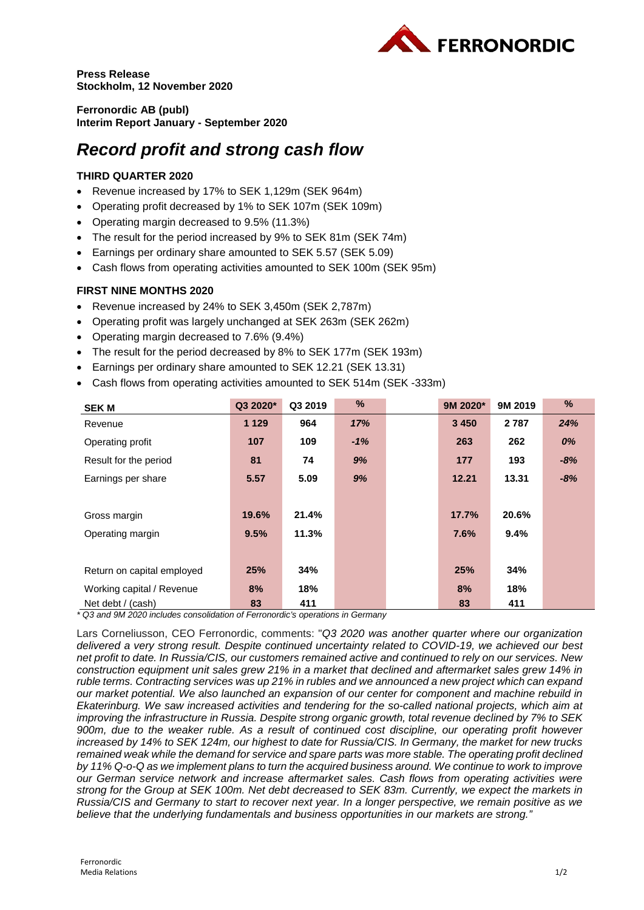**Press Release**
**Stockholm, 12 November 2020**

**Ferronordic AB (publ)**
**Interim Report January - September 2020**

# *Record profit and strong cash flow*

### THIRD QUARTER 2020

- Revenue increased by 17% to SEK 1,129m (SEK 964m)
- Operating profit decreased by 1% to SEK 107m (SEK 109m)
- Operating margin decreased to 9.5% (11.3%)
- The result for the period increased by 9% to SEK 81m (SEK 74m)
- Earnings per ordinary share amounted to SEK 5.57 (SEK 5.09)
- Cash flows from operating activities amounted to SEK 100m (SEK 95m)

### FIRST NINE MONTHS 2020

- Revenue increased by 24% to SEK 3,450m (SEK 2,787m)
- Operating profit was largely unchanged at SEK 263m (SEK 262m)
- Operating margin decreased to 7.6% (9.4%)
- The result for the period decreased by 8% to SEK 177m (SEK 193m)
- Earnings per ordinary share amounted to SEK 12.21 (SEK 13.31)
- Cash flows from operating activities amounted to SEK 514m (SEK -333m)

| SEK M | Q3 2020* | Q3 2019 | % | | 9M 2020* | 9M 2019 | % |
|---|---|---|---|---|---|---|---|
| Revenue | **1 129** | **964** | ***17%*** | | **3 450** | **2 787** | ***24%*** |
| Operating profit | **107** | **109** | ***-1%*** | | **263** | **262** | ***0%*** |
| Result for the period | **81** | **74** | ***9%*** | | **177** | **193** | ***-8%*** |
| Earnings per share | **5.57** | **5.09** | ***9%*** | | **12.21** | **13.31** | ***-8%*** |
| | | | | | | | |
| Gross margin | **19.6%** | **21.4%** | | | **17.7%** | **20.6%** | |
| Operating margin | **9.5%** | **11.3%** | | | **7.6%** | **9.4%** | |
| | | | | | | | |
| Return on capital employed | **25%** | **34%** | | | **25%** | **34%** | |
| Working capital / Revenue | **8%** | **18%** | | | **8%** | **18%** | |
| Net debt / (cash) | **83** | **411** | | | **83** | **411** | |

*\* Q3 and 9M 2020 includes consolidation of Ferronordic's operations in Germany*

Lars Corneliusson, CEO Ferronordic, comments: "*Q3 2020 was another quarter where our organization delivered a very strong result. Despite continued uncertainty related to COVID-19, we achieved our best net profit to date. In Russia/CIS, our customers remained active and continued to rely on our services. New construction equipment unit sales grew 21% in a market that declined and aftermarket sales grew 14% in ruble terms. Contracting services was up 21% in rubles and we announced a new project which can expand our market potential. We also launched an expansion of our center for component and machine rebuild in Ekaterinburg. We saw increased activities and tendering for the so-called national projects, which aim at improving the infrastructure in Russia. Despite strong organic growth, total revenue declined by 7% to SEK 900m, due to the weaker ruble. As a result of continued cost discipline, our operating profit however increased by 14% to SEK 124m, our highest to date for Russia/CIS. In Germany, the market for new trucks remained weak while the demand for service and spare parts was more stable. The operating profit declined by 11% Q-o-Q as we implement plans to turn the acquired business around. We continue to work to improve our German service network and increase aftermarket sales. Cash flows from operating activities were strong for the Group at SEK 100m. Net debt decreased to SEK 83m. Currently, we expect the markets in Russia/CIS and Germany to start to recover next year. In a longer perspective, we remain positive as we believe that the underlying fundamentals and business opportunities in our markets are strong.*"

Ferronordic
Media Relations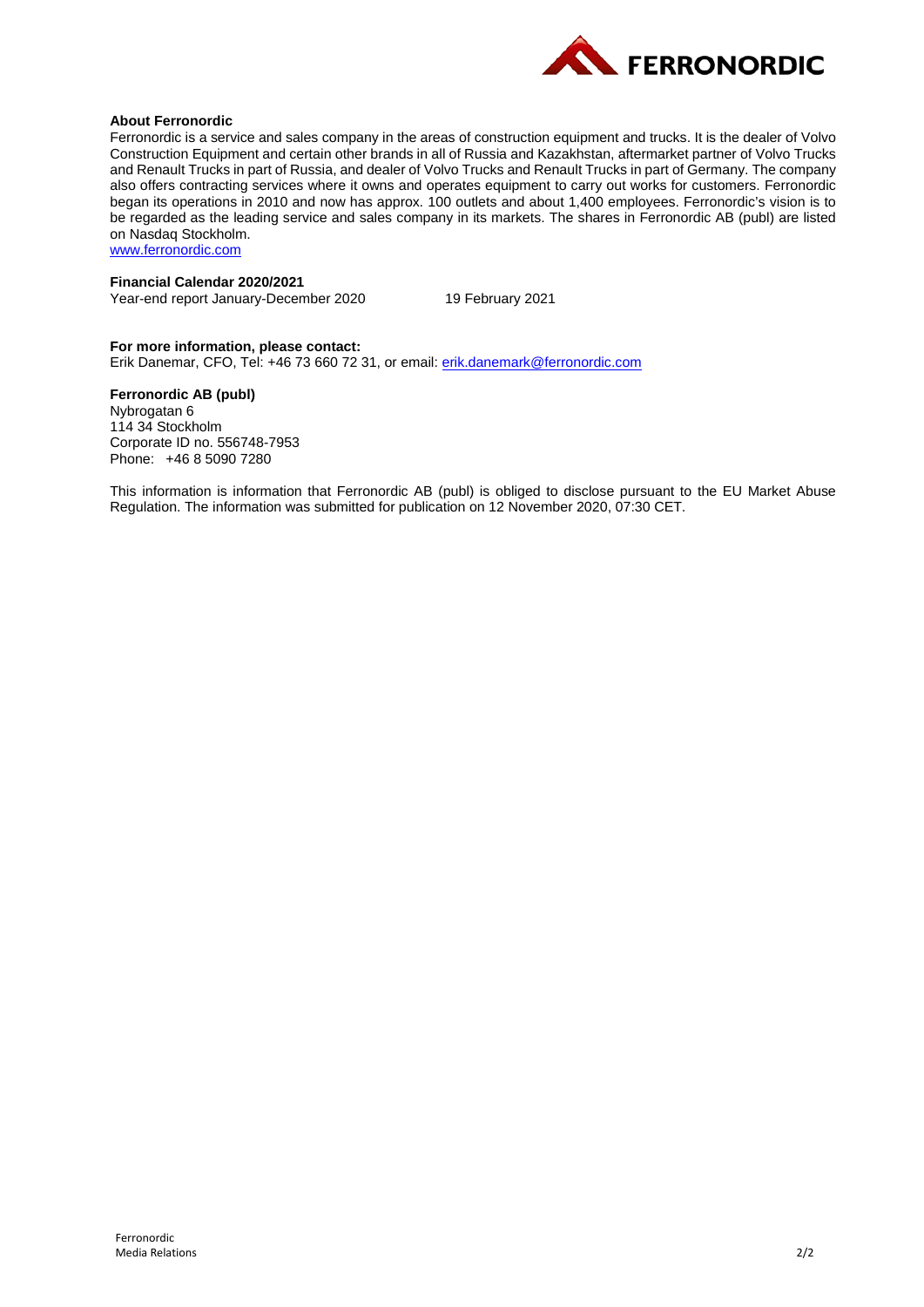**About Ferronordic**

Ferronordic is a service and sales company in the areas of construction equipment and trucks. It is the dealer of Volvo Construction Equipment and certain other brands in all of Russia and Kazakhstan, aftermarket partner of Volvo Trucks and Renault Trucks in part of Russia, and dealer of Volvo Trucks and Renault Trucks in part of Germany. The company also offers contracting services where it owns and operates equipment to carry out works for customers. Ferronordic began its operations in 2010 and now has approx. 100 outlets and about 1,400 employees. Ferronordic's vision is to be regarded as the leading service and sales company in its markets. The shares in Ferronordic AB (publ) are listed on Nasdaq Stockholm.
www.ferronordic.com

**Financial Calendar 2020/2021**

Year-end report January-December 2020 — 19 February 2021

**For more information, please contact:**

Erik Danemar, CFO, Tel: +46 73 660 72 31, or email: erik.danemark@ferronordic.com

**Ferronordic AB (publ)**

Nybrogatan 6
114 34 Stockholm
Corporate ID no. 556748-7953
Phone: +46 8 5090 7280

This information is information that Ferronordic AB (publ) is obliged to disclose pursuant to the EU Market Abuse Regulation. The information was submitted for publication on 12 November 2020, 07:30 CET.